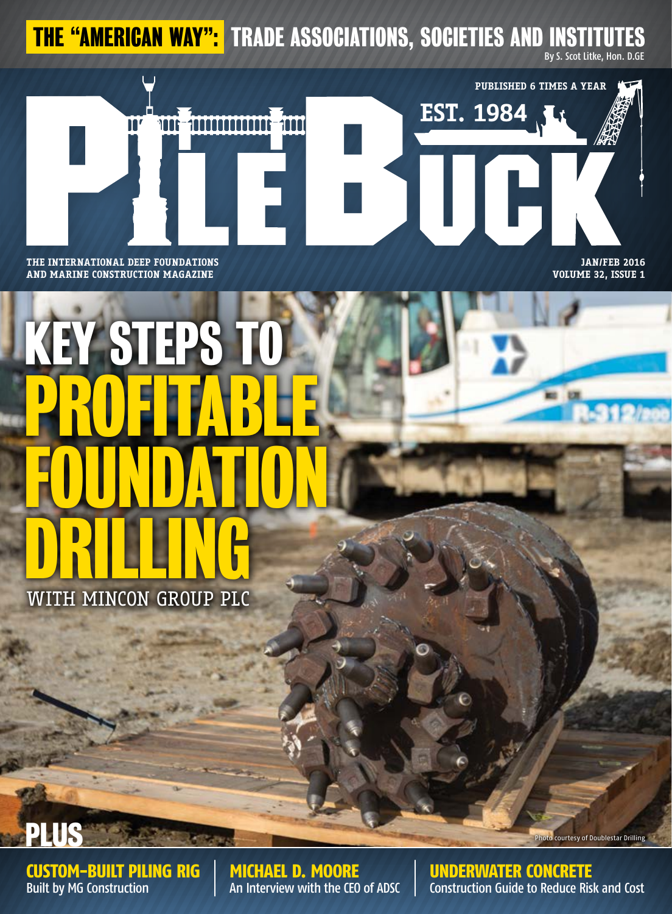# THE "AMERICAN WAY": TRADE ASSOCIATIONS, SOCIETIES AND INSTITUTES

By S. Scot Litke, Hon. D.GE

PUBLISHED 6 TIMES A YEAR

EST. 1984

# PILEBUCK

THE INTERNATIONAL DEEP FOUNDATIONS AND MARINE CONSTRUCTION MAGAZINE

JAN/FEB 2016
VOLUME 32, ISSUE 1

# KEY STEPS TO PROFITABLE FOUNDATION DRILLING

WITH MINCON GROUP PLC

Photo courtesy of Doublestar Drilling

## PLUS

**CUSTOM-BUILT PILING RIG**
Built by MG Construction

**MICHAEL D. MOORE**
An Interview with the CEO of ADSC

**UNDERWATER CONCRETE**
Construction Guide to Reduce Risk and Cost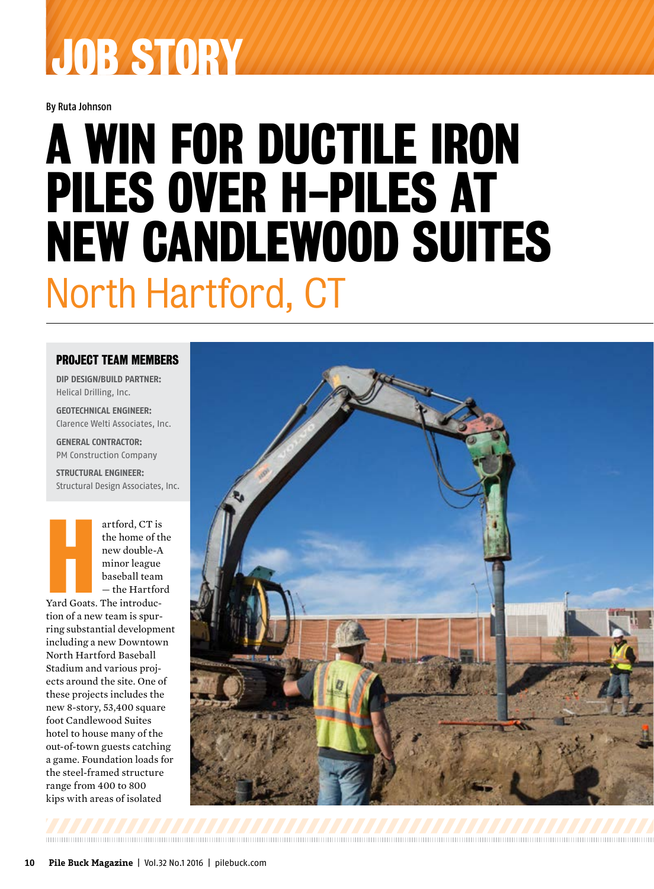# JOB STORY

By Ruta Johnson

# A WIN FOR DUCTILE IRON PILES OVER H-PILES AT NEW CANDLEWOOD SUITES

## North Hartford, CT

### PROJECT TEAM MEMBERS

**DIP DESIGN/BUILD PARTNER:**
Helical Drilling, Inc.

**GEOTECHNICAL ENGINEER:**
Clarence Welti Associates, Inc.

**GENERAL CONTRACTOR:**
PM Construction Company

**STRUCTURAL ENGINEER:**
Structural Design Associates, Inc.

Hartford, CT is the home of the new double-A minor league baseball team — the Hartford Yard Goats. The introduction of a new team is spurring substantial development including a new Downtown North Hartford Baseball Stadium and various projects around the site. One of these projects includes the new 8-story, 53,400 square foot Candlewood Suites hotel to house many of the out-of-town guests catching a game. Foundation loads for the steel-framed structure range from 400 to 800 kips with areas of isolated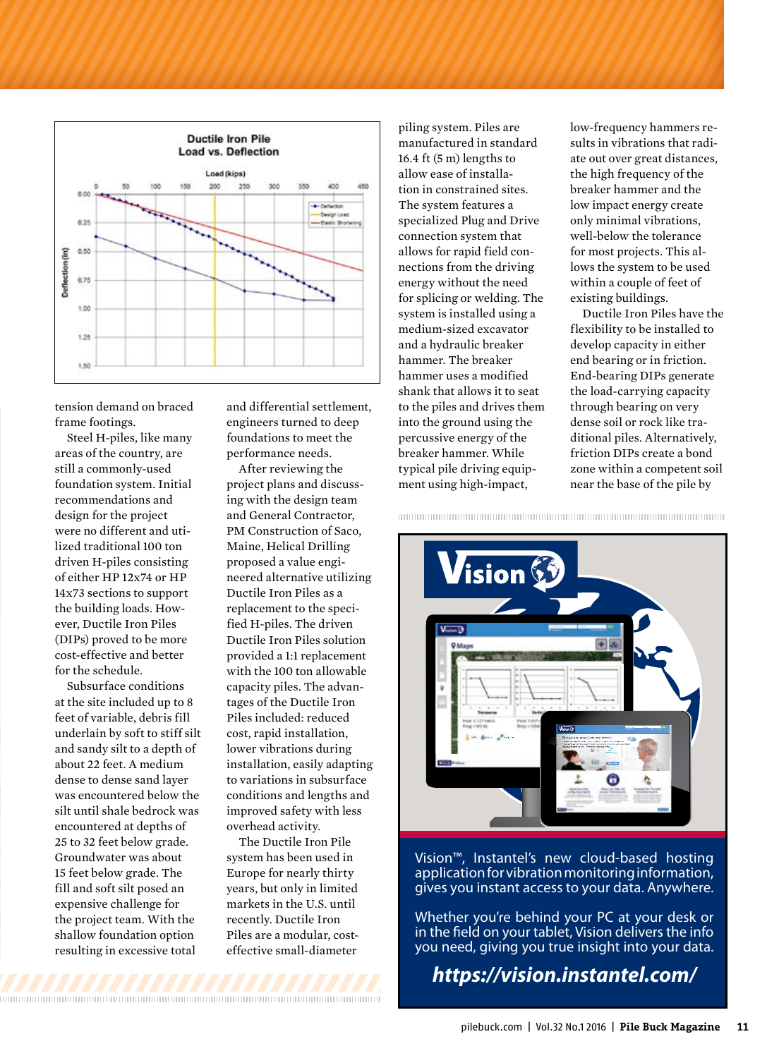**Ductile Iron Pile Load vs. Deflection**

tension demand on braced frame footings.

Steel H-piles, like many areas of the country, are still a commonly-used foundation system. Initial recommendations and design for the project were no different and utilized traditional 100 ton driven H-piles consisting of either HP 12x74 or HP 14x73 sections to support the building loads. However, Ductile Iron Piles (DIPs) proved to be more cost-effective and better for the schedule.

Subsurface conditions at the site included up to 8 feet of variable, debris fill underlain by soft to stiff silt and sandy silt to a depth of about 22 feet. A medium dense to dense sand layer was encountered below the silt until shale bedrock was encountered at depths of 25 to 32 feet below grade. Groundwater was about 15 feet below grade. The fill and soft silt posed an expensive challenge for the project team. With the shallow foundation option resulting in excessive total and differential settlement, engineers turned to deep foundations to meet the performance needs.

After reviewing the project plans and discussing with the design team and General Contractor, PM Construction of Saco, Maine, Helical Drilling proposed a value engineered alternative utilizing Ductile Iron Piles as a replacement to the specified H-piles. The driven Ductile Iron Piles solution provided a 1:1 replacement with the 100 ton allowable capacity piles. The advantages of the Ductile Iron Piles included: reduced cost, rapid installation, lower vibrations during installation, easily adapting to variations in subsurface conditions and lengths and improved safety with less overhead activity.

The Ductile Iron Pile system has been used in Europe for nearly thirty years, but only in limited markets in the U.S. until recently. Ductile Iron Piles are a modular, cost-effective small-diameter piling system. Piles are manufactured in standard 16.4 ft (5 m) lengths to allow ease of installation in constrained sites. The system features a specialized Plug and Drive connection system that allows for rapid field connections from the driving energy without the need for splicing or welding. The system is installed using a medium-sized excavator and a hydraulic breaker hammer. The breaker hammer uses a modified shank that allows it to seat to the piles and drives them into the ground using the percussive energy of the breaker hammer. While typical pile driving equipment using high-impact, low-frequency hammers results in vibrations that radiate out over great distances, the high frequency of the breaker hammer and the low impact energy create only minimal vibrations, well-below the tolerance for most projects. This allows the system to be used within a couple of feet of existing buildings.

Ductile Iron Piles have the flexibility to be installed to develop capacity in either end bearing or in friction. End-bearing DIPs generate the load-carrying capacity through bearing on very dense soil or rock like traditional piles. Alternatively, friction DIPs create a bond zone within a competent soil near the base of the pile by

Vision™, Instantel's new cloud-based hosting application for vibration monitoring information, gives you instant access to your data. Anywhere.

Whether you're behind your PC at your desk or in the field on your tablet, Vision delivers the info you need, giving you true insight into your data.

***https://vision.instantel.com/***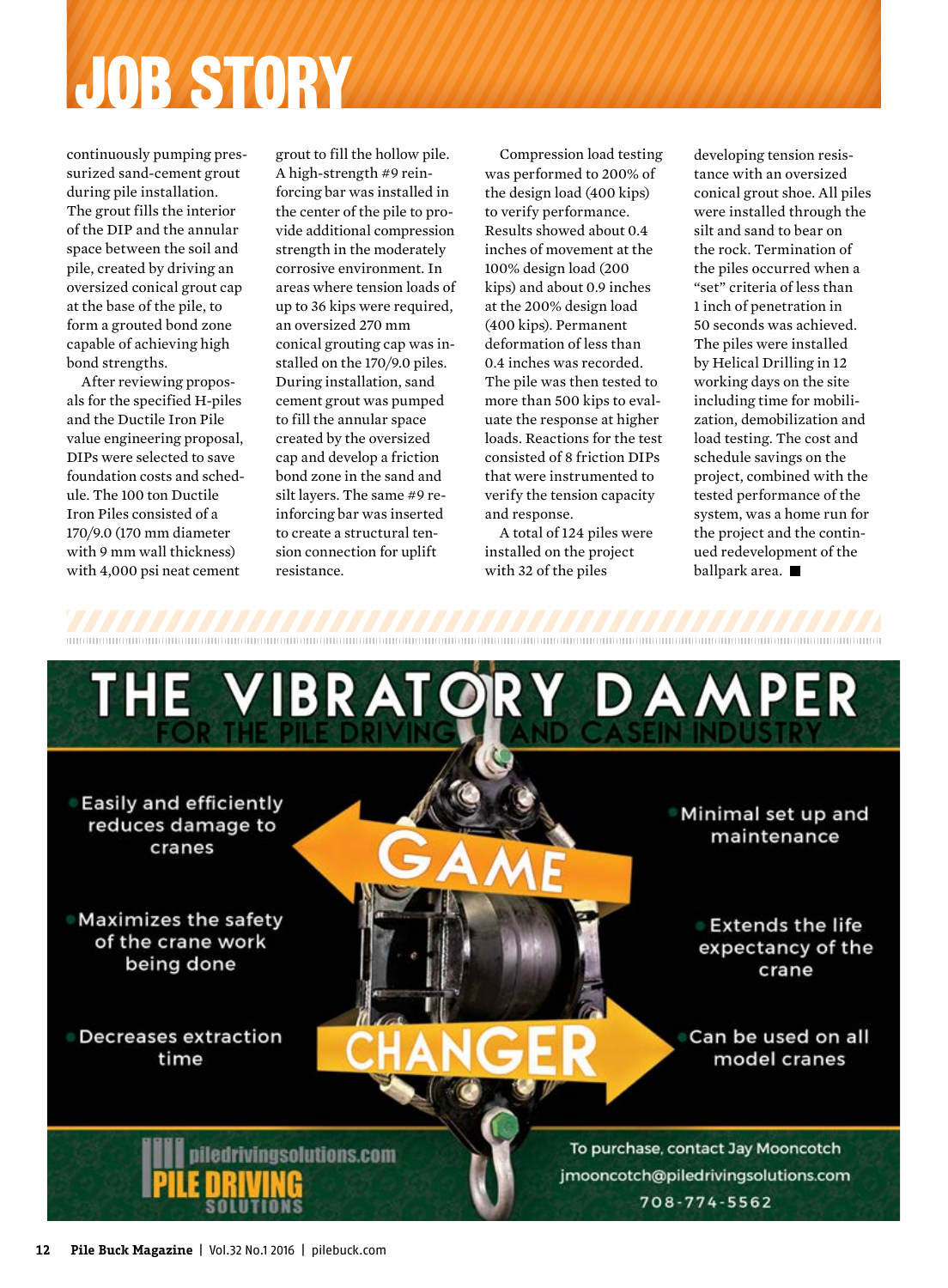# JOB STORY

continuously pumping pressurized sand-cement grout during pile installation. The grout fills the interior of the DIP and the annular space between the soil and pile, created by driving an oversized conical grout cap at the base of the pile, to form a grouted bond zone capable of achieving high bond strengths.

After reviewing proposals for the specified H-piles and the Ductile Iron Pile value engineering proposal, DIPs were selected to save foundation costs and schedule. The 100 ton Ductile Iron Piles consisted of a 170/9.0 (170 mm diameter with 9 mm wall thickness) with 4,000 psi neat cement grout to fill the hollow pile. A high-strength #9 reinforcing bar was installed in the center of the pile to provide additional compression strength in the moderately corrosive environment. In areas where tension loads of up to 36 kips were required, an oversized 270 mm conical grouting cap was installed on the 170/9.0 piles. During installation, sand cement grout was pumped to fill the annular space created by the oversized cap and develop a friction bond zone in the sand and silt layers. The same #9 reinforcing bar was inserted to create a structural tension connection for uplift resistance.

Compression load testing was performed to 200% of the design load (400 kips) to verify performance. Results showed about 0.4 inches of movement at the 100% design load (200 kips) and about 0.9 inches at the 200% design load (400 kips). Permanent deformation of less than 0.4 inches was recorded. The pile was then tested to more than 500 kips to evaluate the response at higher loads. Reactions for the test consisted of 8 friction DIPs that were instrumented to verify the tension capacity and response.

A total of 124 piles were installed on the project with 32 of the piles developing tension resistance with an oversized conical grout shoe. All piles were installed through the silt and sand to bear on the rock. Termination of the piles occurred when a "set" criteria of less than 1 inch of penetration in 50 seconds was achieved. The piles were installed by Helical Drilling in 12 working days on the site including time for mobilization, demobilization and load testing. The cost and schedule savings on the project, combined with the tested performance of the system, was a home run for the project and the continued redevelopment of the ballpark area. ■

THE VIBRATORY DAMPER
FOR THE PILE DRIVING AND CASEIN INDUSTRY

GAME CHANGER

- Easily and efficiently reduces damage to cranes
- Maximizes the safety of the crane work being done
- Decreases extraction time
- Minimal set up and maintenance
- Extends the life expectancy of the crane
- Can be used on all model cranes

piledrivingsolutions.com
PILE DRIVING SOLUTIONS

To purchase, contact Jay Mooncotch
jmooncotch@piledrivingsolutions.com
708-774-5562